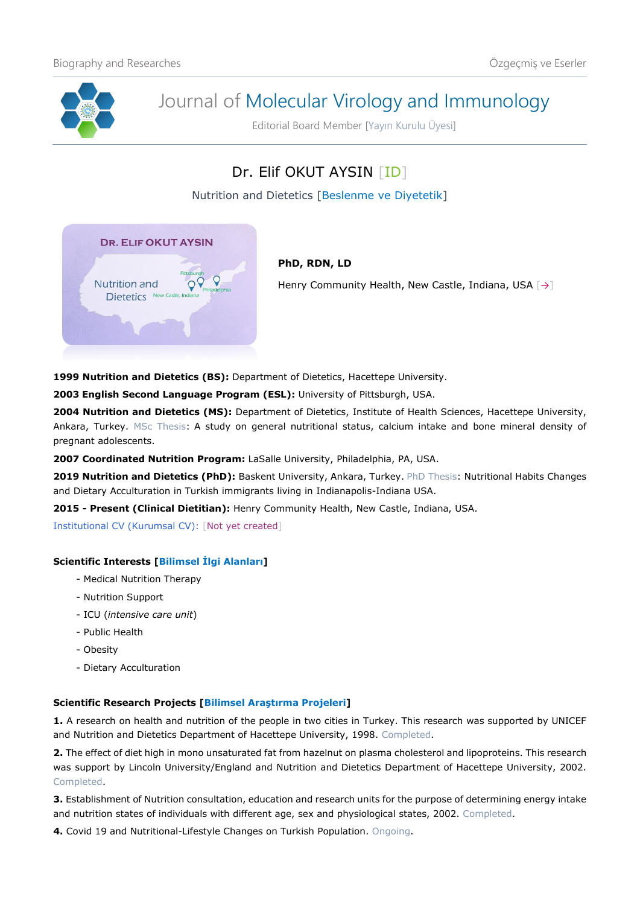# Journal of Molecular Virology and Immunology

Editorial Board Member [Yayın Kurulu Üyesi]

## Dr. Elif OKUT AYSIN [ID]

Nutrition and Dietetics [Beslenme ve Diyetetik]

**PhD, RDN, LD**

Henry Community Health, New Castle, Indiana, USA [→]

**1999 Nutrition and Dietetics (BS):** Department of Dietetics, Hacettepe University.

**2003 English Second Language Program (ESL):** University of Pittsburgh, USA.

**2004 Nutrition and Dietetics (MS):** Department of Dietetics, Institute of Health Sciences, Hacettepe University, Ankara, Turkey. MSc Thesis: A study on general nutritional status, calcium intake and bone mineral density of pregnant adolescents.

**2007 Coordinated Nutrition Program:** LaSalle University, Philadelphia, PA, USA.

**2019 Nutrition and Dietetics (PhD):** Baskent University, Ankara, Turkey. PhD Thesis: Nutritional Habits Changes and Dietary Acculturation in Turkish immigrants living in Indianapolis-Indiana USA.

**2015 - Present (Clinical Dietitian):** Henry Community Health, New Castle, Indiana, USA.

Institutional CV (Kurumsal CV): [Not yet created]

### Scientific Interests [Bilimsel İlgi Alanları]

- Medical Nutrition Therapy
- Nutrition Support
- ICU (*intensive care unit*)
- Public Health
- Obesity
- Dietary Acculturation

### Scientific Research Projects [Bilimsel Araştırma Projeleri]

**1.** A research on health and nutrition of the people in two cities in Turkey. This research was supported by UNICEF and Nutrition and Dietetics Department of Hacettepe University, 1998. Completed.

**2.** The effect of diet high in mono unsaturated fat from hazelnut on plasma cholesterol and lipoproteins. This research was support by Lincoln University/England and Nutrition and Dietetics Department of Hacettepe University, 2002. Completed.

**3.** Establishment of Nutrition consultation, education and research units for the purpose of determining energy intake and nutrition states of individuals with different age, sex and physiological states, 2002. Completed.

**4.** Covid 19 and Nutritional-Lifestyle Changes on Turkish Population. Ongoing.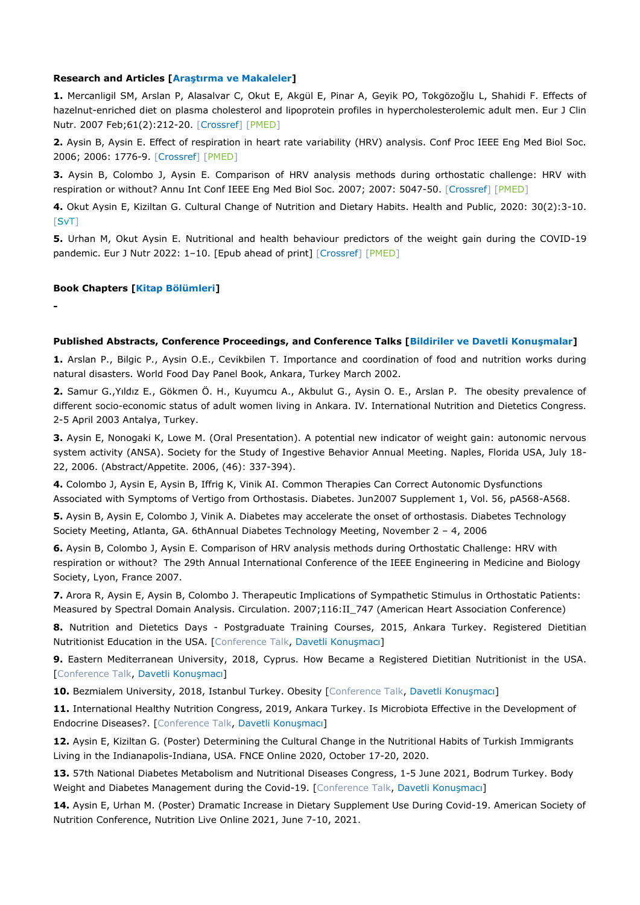**Research and Articles [Araştırma ve Makaleler]**

**1.** Mercanligil SM, Arslan P, Alasalvar C, Okut E, Akgül E, Pinar A, Geyik PO, Tokgözoğlu L, Shahidi F. Effects of hazelnut-enriched diet on plasma cholesterol and lipoprotein profiles in hypercholesterolemic adult men. Eur J Clin Nutr. 2007 Feb;61(2):212-20. [Crossref] [PMED]

**2.** Aysin B, Aysin E. Effect of respiration in heart rate variability (HRV) analysis. Conf Proc IEEE Eng Med Biol Soc. 2006; 2006: 1776-9. [Crossref] [PMED]

**3.** Aysin B, Colombo J, Aysin E. Comparison of HRV analysis methods during orthostatic challenge: HRV with respiration or without? Annu Int Conf IEEE Eng Med Biol Soc. 2007; 2007: 5047-50. [Crossref] [PMED]

**4.** Okut Aysin E, Kiziltan G. Cultural Change of Nutrition and Dietary Habits. Health and Public, 2020: 30(2):3-10. [SvT]

**5.** Urhan M, Okut Aysin E. Nutritional and health behaviour predictors of the weight gain during the COVID-19 pandemic. Eur J Nutr 2022: 1–10. [Epub ahead of print] [Crossref] [PMED]

**Book Chapters [Kitap Bölümleri]**

-

**Published Abstracts, Conference Proceedings, and Conference Talks [Bildiriler ve Davetli Konuşmalar]**

**1.** Arslan P., Bilgic P., Aysin O.E., Cevikbilen T. Importance and coordination of food and nutrition works during natural disasters. World Food Day Panel Book, Ankara, Turkey March 2002.

**2.** Samur G.,Yıldız E., Gökmen Ö. H., Kuyumcu A., Akbulut G., Aysin O. E., Arslan P. The obesity prevalence of different socio-economic status of adult women living in Ankara. IV. International Nutrition and Dietetics Congress. 2-5 April 2003 Antalya, Turkey.

**3.** Aysin E, Nonogaki K, Lowe M. (Oral Presentation). A potential new indicator of weight gain: autonomic nervous system activity (ANSA). Society for the Study of Ingestive Behavior Annual Meeting. Naples, Florida USA, July 18-22, 2006. (Abstract/Appetite. 2006, (46): 337-394).

**4.** Colombo J, Aysin E, Aysin B, Iffrig K, Vinik AI. Common Therapies Can Correct Autonomic Dysfunctions Associated with Symptoms of Vertigo from Orthostasis. Diabetes. Jun2007 Supplement 1, Vol. 56, pA568-A568.

**5.** Aysin B, Aysin E, Colombo J, Vinik A. Diabetes may accelerate the onset of orthostasis. Diabetes Technology Society Meeting, Atlanta, GA. 6thAnnual Diabetes Technology Meeting, November 2 – 4, 2006

**6.** Aysin B, Colombo J, Aysin E. Comparison of HRV analysis methods during Orthostatic Challenge: HRV with respiration or without? The 29th Annual International Conference of the IEEE Engineering in Medicine and Biology Society, Lyon, France 2007.

**7.** Arora R, Aysin E, Aysin B, Colombo J. Therapeutic Implications of Sympathetic Stimulus in Orthostatic Patients: Measured by Spectral Domain Analysis. Circulation. 2007;116:II_747 (American Heart Association Conference)

**8.** Nutrition and Dietetics Days - Postgraduate Training Courses, 2015, Ankara Turkey. Registered Dietitian Nutritionist Education in the USA. [Conference Talk, Davetli Konuşmacı]

**9.** Eastern Mediterranean University, 2018, Cyprus. How Became a Registered Dietitian Nutritionist in the USA. [Conference Talk, Davetli Konuşmacı]

**10.** Bezmialem University, 2018, Istanbul Turkey. Obesity [Conference Talk, Davetli Konuşmacı]

**11.** International Healthy Nutrition Congress, 2019, Ankara Turkey. Is Microbiota Effective in the Development of Endocrine Diseases?. [Conference Talk, Davetli Konuşmacı]

**12.** Aysin E, Kiziltan G. (Poster) Determining the Cultural Change in the Nutritional Habits of Turkish Immigrants Living in the Indianapolis-Indiana, USA. FNCE Online 2020, October 17-20, 2020.

**13.** 57th National Diabetes Metabolism and Nutritional Diseases Congress, 1-5 June 2021, Bodrum Turkey. Body Weight and Diabetes Management during the Covid-19. [Conference Talk, Davetli Konuşmacı]

**14.** Aysin E, Urhan M. (Poster) Dramatic Increase in Dietary Supplement Use During Covid-19. American Society of Nutrition Conference, Nutrition Live Online 2021, June 7-10, 2021.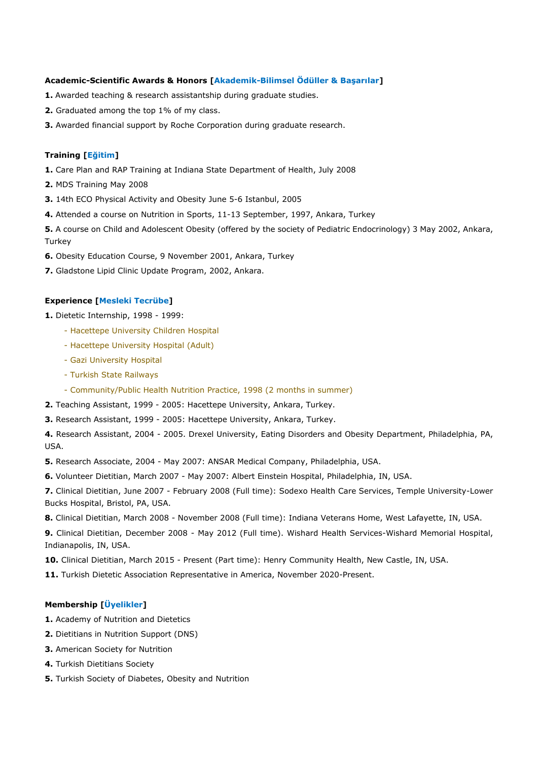**Academic-Scientific Awards & Honors [Akademik-Bilimsel Ödüller & Başarılar]**

**1.** Awarded teaching & research assistantship during graduate studies.

**2.** Graduated among the top 1% of my class.

**3.** Awarded financial support by Roche Corporation during graduate research.

**Training [Eğitim]**

**1.** Care Plan and RAP Training at Indiana State Department of Health, July 2008

**2.** MDS Training May 2008

**3.** 14th ECO Physical Activity and Obesity June 5-6 Istanbul, 2005

**4.** Attended a course on Nutrition in Sports, 11-13 September, 1997, Ankara, Turkey

**5.** A course on Child and Adolescent Obesity (offered by the society of Pediatric Endocrinology) 3 May 2002, Ankara, Turkey

**6.** Obesity Education Course, 9 November 2001, Ankara, Turkey

**7.** Gladstone Lipid Clinic Update Program, 2002, Ankara.

**Experience [Mesleki Tecrübe]**

**1.** Dietetic Internship, 1998 - 1999:

- Hacettepe University Children Hospital
- Hacettepe University Hospital (Adult)
- Gazi University Hospital
- Turkish State Railways
- Community/Public Health Nutrition Practice, 1998 (2 months in summer)

**2.** Teaching Assistant, 1999 - 2005: Hacettepe University, Ankara, Turkey.

**3.** Research Assistant, 1999 - 2005: Hacettepe University, Ankara, Turkey.

**4.** Research Assistant, 2004 - 2005. Drexel University, Eating Disorders and Obesity Department, Philadelphia, PA, USA.

**5.** Research Associate, 2004 - May 2007: ANSAR Medical Company, Philadelphia, USA.

**6.** Volunteer Dietitian, March 2007 - May 2007: Albert Einstein Hospital, Philadelphia, IN, USA.

**7.** Clinical Dietitian, June 2007 - February 2008 (Full time): Sodexo Health Care Services, Temple University-Lower Bucks Hospital, Bristol, PA, USA.

**8.** Clinical Dietitian, March 2008 - November 2008 (Full time): Indiana Veterans Home, West Lafayette, IN, USA.

**9.** Clinical Dietitian, December 2008 - May 2012 (Full time). Wishard Health Services-Wishard Memorial Hospital, Indianapolis, IN, USA.

**10.** Clinical Dietitian, March 2015 - Present (Part time): Henry Community Health, New Castle, IN, USA.

**11.** Turkish Dietetic Association Representative in America, November 2020-Present.

**Membership [Üyelikler]**

**1.** Academy of Nutrition and Dietetics

**2.** Dietitians in Nutrition Support (DNS)

**3.** American Society for Nutrition

**4.** Turkish Dietitians Society

**5.** Turkish Society of Diabetes, Obesity and Nutrition